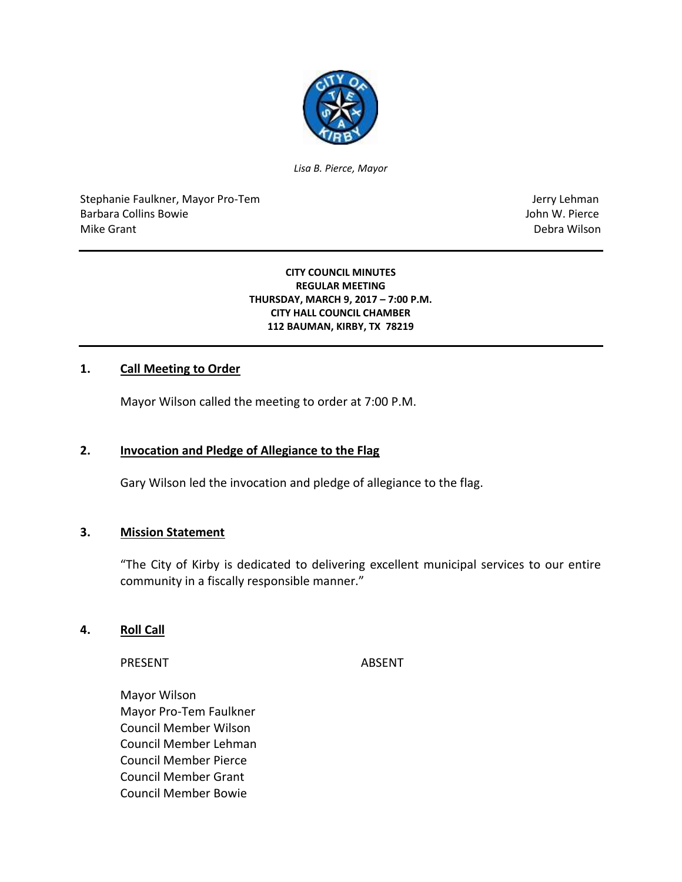*Lisa B. Pierce, Mayor*

Stephanie Faulkner, Mayor Pro-Tem
Barbara Collins Bowie
Mike Grant

Jerry Lehman
John W. Pierce
Debra Wilson

**CITY COUNCIL MINUTES**
**REGULAR MEETING**
**THURSDAY, MARCH 9, 2017 – 7:00 P.M.**
**CITY HALL COUNCIL CHAMBER**
**112 BAUMAN, KIRBY, TX 78219**

## 1. Call Meeting to Order

Mayor Wilson called the meeting to order at 7:00 P.M.

## 2. Invocation and Pledge of Allegiance to the Flag

Gary Wilson led the invocation and pledge of allegiance to the flag.

## 3. Mission Statement

"The City of Kirby is dedicated to delivering excellent municipal services to our entire community in a fiscally responsible manner."

## 4. Roll Call

| PRESENT | ABSENT |
| --- | --- |
| Mayor Wilson | |
| Mayor Pro-Tem Faulkner | |
| Council Member Wilson | |
| Council Member Lehman | |
| Council Member Pierce | |
| Council Member Grant | |
| Council Member Bowie | |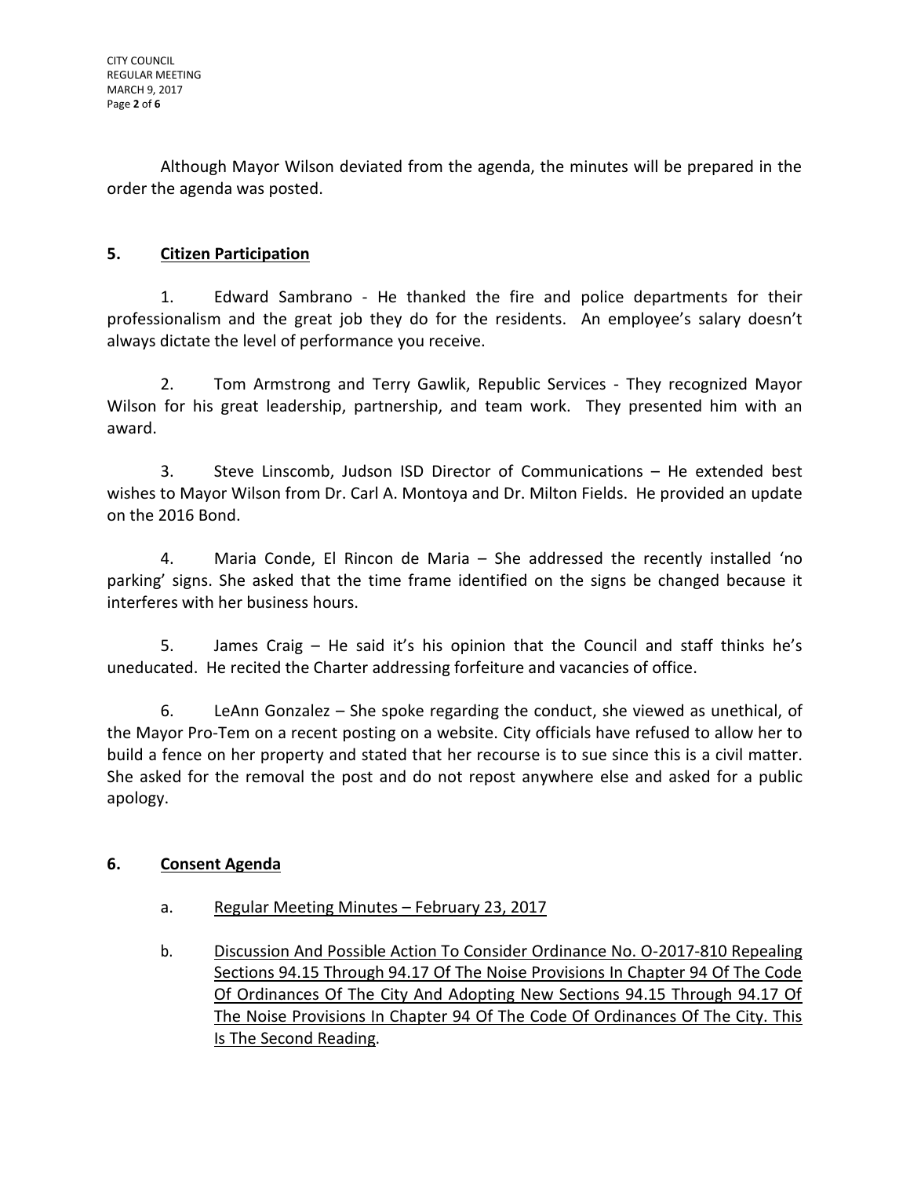Although Mayor Wilson deviated from the agenda, the minutes will be prepared in the order the agenda was posted.

## 5. Citizen Participation

1. Edward Sambrano - He thanked the fire and police departments for their professionalism and the great job they do for the residents. An employee's salary doesn't always dictate the level of performance you receive.

2. Tom Armstrong and Terry Gawlik, Republic Services - They recognized Mayor Wilson for his great leadership, partnership, and team work. They presented him with an award.

3. Steve Linscomb, Judson ISD Director of Communications – He extended best wishes to Mayor Wilson from Dr. Carl A. Montoya and Dr. Milton Fields. He provided an update on the 2016 Bond.

4. Maria Conde, El Rincon de Maria – She addressed the recently installed 'no parking' signs. She asked that the time frame identified on the signs be changed because it interferes with her business hours.

5. James Craig – He said it's his opinion that the Council and staff thinks he's uneducated. He recited the Charter addressing forfeiture and vacancies of office.

6. LeAnn Gonzalez – She spoke regarding the conduct, she viewed as unethical, of the Mayor Pro-Tem on a recent posting on a website. City officials have refused to allow her to build a fence on her property and stated that her recourse is to sue since this is a civil matter. She asked for the removal the post and do not repost anywhere else and asked for a public apology.

## 6. Consent Agenda

a. Regular Meeting Minutes – February 23, 2017

b. Discussion And Possible Action To Consider Ordinance No. O-2017-810 Repealing Sections 94.15 Through 94.17 Of The Noise Provisions In Chapter 94 Of The Code Of Ordinances Of The City And Adopting New Sections 94.15 Through 94.17 Of The Noise Provisions In Chapter 94 Of The Code Of Ordinances Of The City. This Is The Second Reading.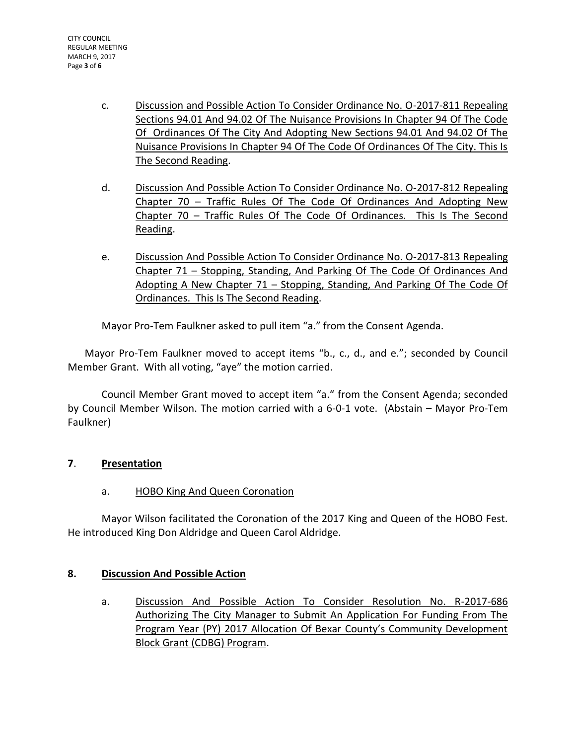c. <u>Discussion and Possible Action To Consider Ordinance No. O-2017-811 Repealing Sections 94.01 And 94.02 Of The Nuisance Provisions In Chapter 94 Of The Code Of Ordinances Of The City And Adopting New Sections 94.01 And 94.02 Of The Nuisance Provisions In Chapter 94 Of The Code Of Ordinances Of The City. This Is The Second Reading</u>.

d. <u>Discussion And Possible Action To Consider Ordinance No. O-2017-812 Repealing Chapter 70 – Traffic Rules Of The Code Of Ordinances And Adopting New Chapter 70 – Traffic Rules Of The Code Of Ordinances. This Is The Second Reading</u>.

e. <u>Discussion And Possible Action To Consider Ordinance No. O-2017-813 Repealing Chapter 71 – Stopping, Standing, And Parking Of The Code Of Ordinances And Adopting A New Chapter 71 – Stopping, Standing, And Parking Of The Code Of Ordinances. This Is The Second Reading</u>.

Mayor Pro-Tem Faulkner asked to pull item "a." from the Consent Agenda.

Mayor Pro-Tem Faulkner moved to accept items "b., c., d., and e."; seconded by Council Member Grant. With all voting, "aye" the motion carried.

Council Member Grant moved to accept item "a." from the Consent Agenda; seconded by Council Member Wilson. The motion carried with a 6-0-1 vote. (Abstain – Mayor Pro-Tem Faulkner)

## 7. <u>Presentation</u>

a. <u>HOBO King And Queen Coronation</u>

Mayor Wilson facilitated the Coronation of the 2017 King and Queen of the HOBO Fest. He introduced King Don Aldridge and Queen Carol Aldridge.

## 8. <u>Discussion And Possible Action</u>

a. <u>Discussion And Possible Action To Consider Resolution No. R-2017-686 Authorizing The City Manager to Submit An Application For Funding From The Program Year (PY) 2017 Allocation Of Bexar County's Community Development Block Grant (CDBG) Program</u>.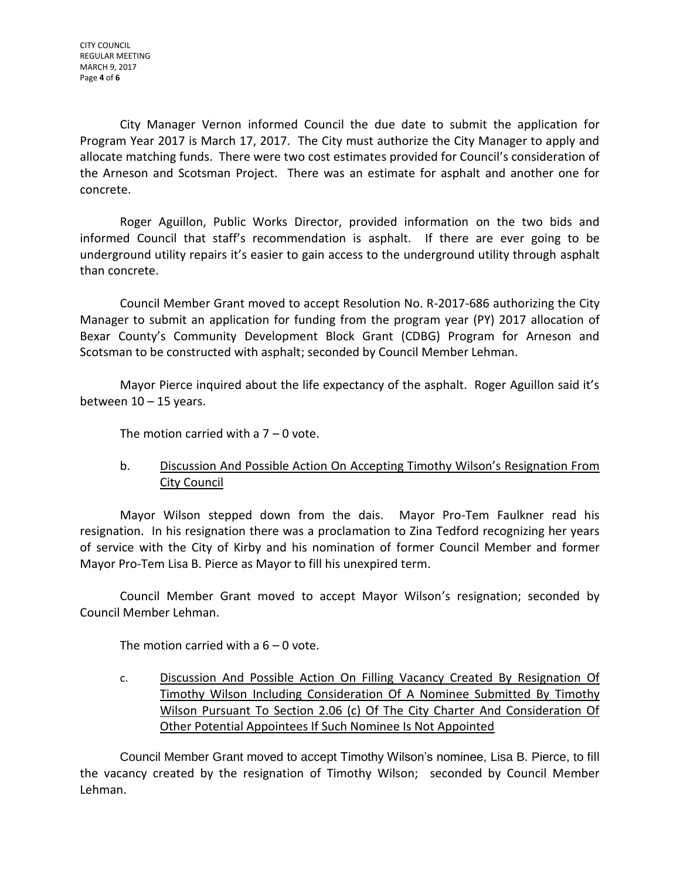City Manager Vernon informed Council the due date to submit the application for Program Year 2017 is March 17, 2017. The City must authorize the City Manager to apply and allocate matching funds. There were two cost estimates provided for Council's consideration of the Arneson and Scotsman Project. There was an estimate for asphalt and another one for concrete.

Roger Aguillon, Public Works Director, provided information on the two bids and informed Council that staff's recommendation is asphalt. If there are ever going to be underground utility repairs it's easier to gain access to the underground utility through asphalt than concrete.

Council Member Grant moved to accept Resolution No. R-2017-686 authorizing the City Manager to submit an application for funding from the program year (PY) 2017 allocation of Bexar County's Community Development Block Grant (CDBG) Program for Arneson and Scotsman to be constructed with asphalt; seconded by Council Member Lehman.

Mayor Pierce inquired about the life expectancy of the asphalt. Roger Aguillon said it's between 10 – 15 years.

The motion carried with a 7 – 0 vote.

b. <u>Discussion And Possible Action On Accepting Timothy Wilson's Resignation From City Council</u>

Mayor Wilson stepped down from the dais. Mayor Pro-Tem Faulkner read his resignation. In his resignation there was a proclamation to Zina Tedford recognizing her years of service with the City of Kirby and his nomination of former Council Member and former Mayor Pro-Tem Lisa B. Pierce as Mayor to fill his unexpired term.

Council Member Grant moved to accept Mayor Wilson's resignation; seconded by Council Member Lehman.

The motion carried with a 6 – 0 vote.

c. <u>Discussion And Possible Action On Filling Vacancy Created By Resignation Of Timothy Wilson Including Consideration Of A Nominee Submitted By Timothy Wilson Pursuant To Section 2.06 (c) Of The City Charter And Consideration Of Other Potential Appointees If Such Nominee Is Not Appointed</u>

Council Member Grant moved to accept Timothy Wilson's nominee, Lisa B. Pierce, to fill the vacancy created by the resignation of Timothy Wilson; seconded by Council Member Lehman.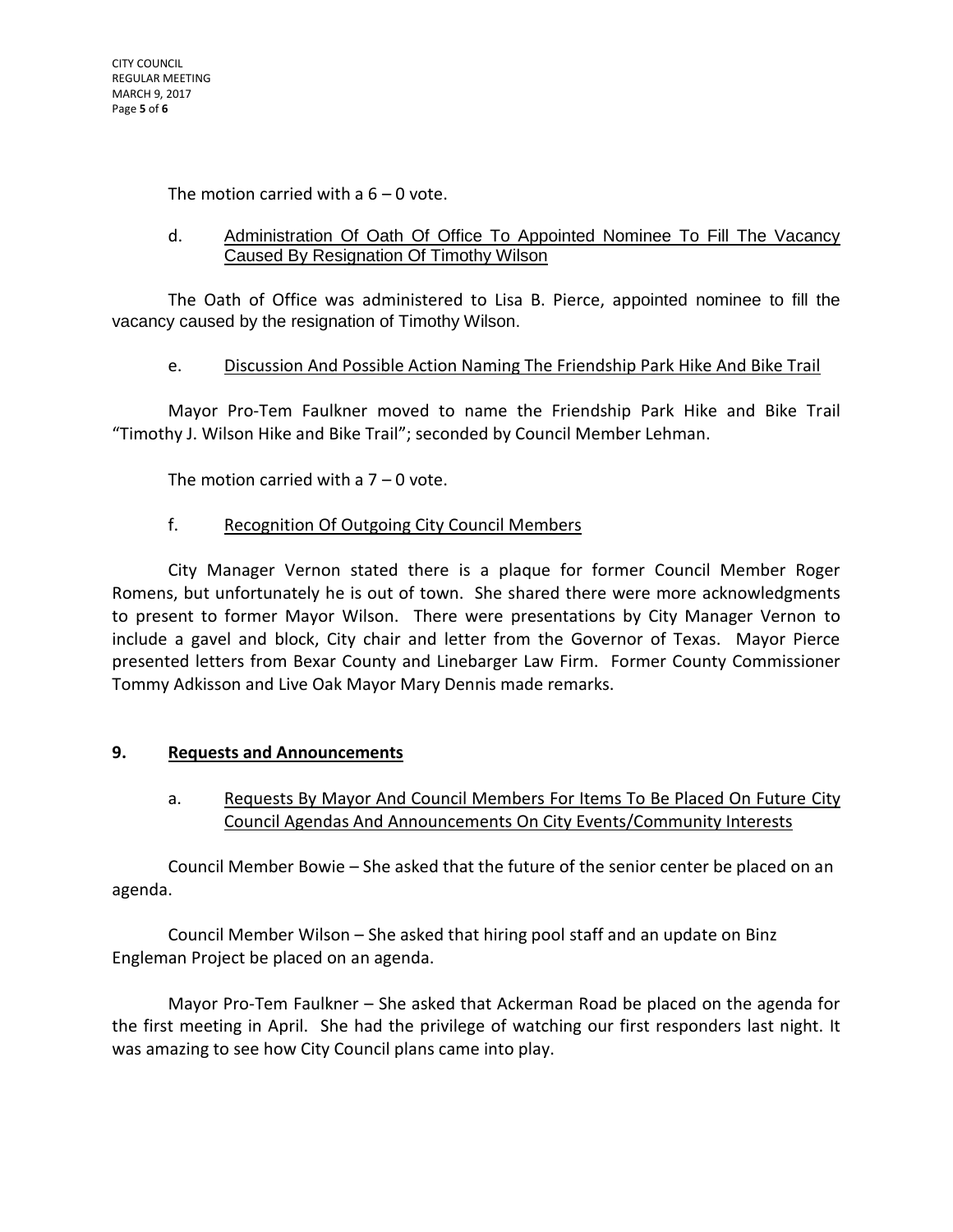The motion carried with a 6 – 0 vote.

d. <u>Administration Of Oath Of Office To Appointed Nominee To Fill The Vacancy Caused By Resignation Of Timothy Wilson</u>

The Oath of Office was administered to Lisa B. Pierce, appointed nominee to fill the vacancy caused by the resignation of Timothy Wilson.

e. <u>Discussion And Possible Action Naming The Friendship Park Hike And Bike Trail</u>

Mayor Pro-Tem Faulkner moved to name the Friendship Park Hike and Bike Trail "Timothy J. Wilson Hike and Bike Trail"; seconded by Council Member Lehman.

The motion carried with a 7 – 0 vote.

f. <u>Recognition Of Outgoing City Council Members</u>

City Manager Vernon stated there is a plaque for former Council Member Roger Romens, but unfortunately he is out of town. She shared there were more acknowledgments to present to former Mayor Wilson. There were presentations by City Manager Vernon to include a gavel and block, City chair and letter from the Governor of Texas. Mayor Pierce presented letters from Bexar County and Linebarger Law Firm. Former County Commissioner Tommy Adkisson and Live Oak Mayor Mary Dennis made remarks.

## 9. <u>Requests and Announcements</u>

a. <u>Requests By Mayor And Council Members For Items To Be Placed On Future City Council Agendas And Announcements On City Events/Community Interests</u>

Council Member Bowie – She asked that the future of the senior center be placed on an agenda.

Council Member Wilson – She asked that hiring pool staff and an update on Binz Engleman Project be placed on an agenda.

Mayor Pro-Tem Faulkner – She asked that Ackerman Road be placed on the agenda for the first meeting in April. She had the privilege of watching our first responders last night. It was amazing to see how City Council plans came into play.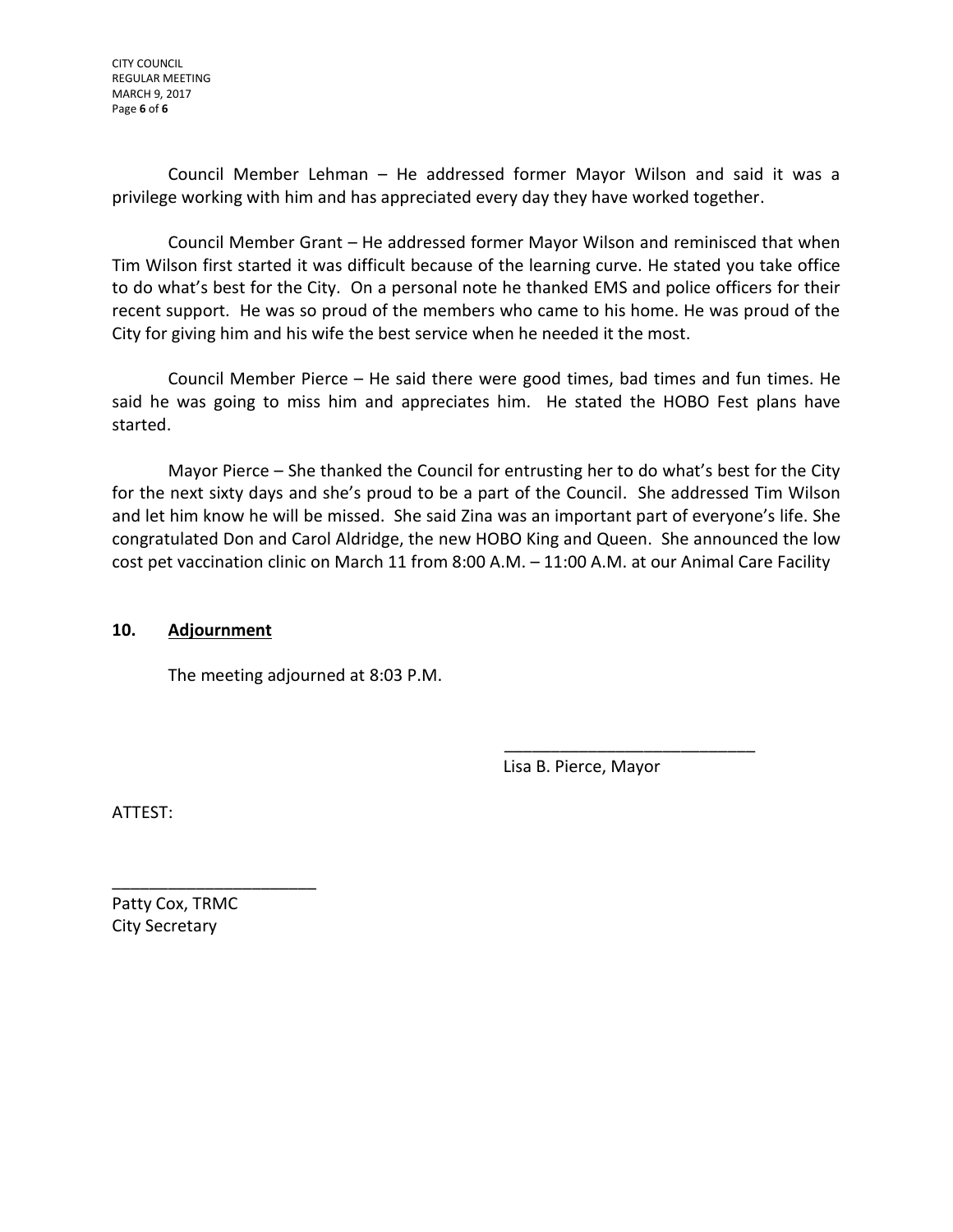Council Member Lehman – He addressed former Mayor Wilson and said it was a privilege working with him and has appreciated every day they have worked together.

Council Member Grant – He addressed former Mayor Wilson and reminisced that when Tim Wilson first started it was difficult because of the learning curve. He stated you take office to do what's best for the City. On a personal note he thanked EMS and police officers for their recent support. He was so proud of the members who came to his home. He was proud of the City for giving him and his wife the best service when he needed it the most.

Council Member Pierce – He said there were good times, bad times and fun times. He said he was going to miss him and appreciates him. He stated the HOBO Fest plans have started.

Mayor Pierce – She thanked the Council for entrusting her to do what's best for the City for the next sixty days and she's proud to be a part of the Council. She addressed Tim Wilson and let him know he will be missed. She said Zina was an important part of everyone's life. She congratulated Don and Carol Aldridge, the new HOBO King and Queen. She announced the low cost pet vaccination clinic on March 11 from 8:00 A.M. – 11:00 A.M. at our Animal Care Facility

## 10. Adjournment

The meeting adjourned at 8:03 P.M.

\_\_\_\_\_\_\_\_\_\_\_\_\_\_\_\_\_\_\_\_\_\_\_\_\_\_\_
Lisa B. Pierce, Mayor

ATTEST:

\_\_\_\_\_\_\_\_\_\_\_\_\_\_\_\_\_\_\_\_\_\_
Patty Cox, TRMC
City Secretary